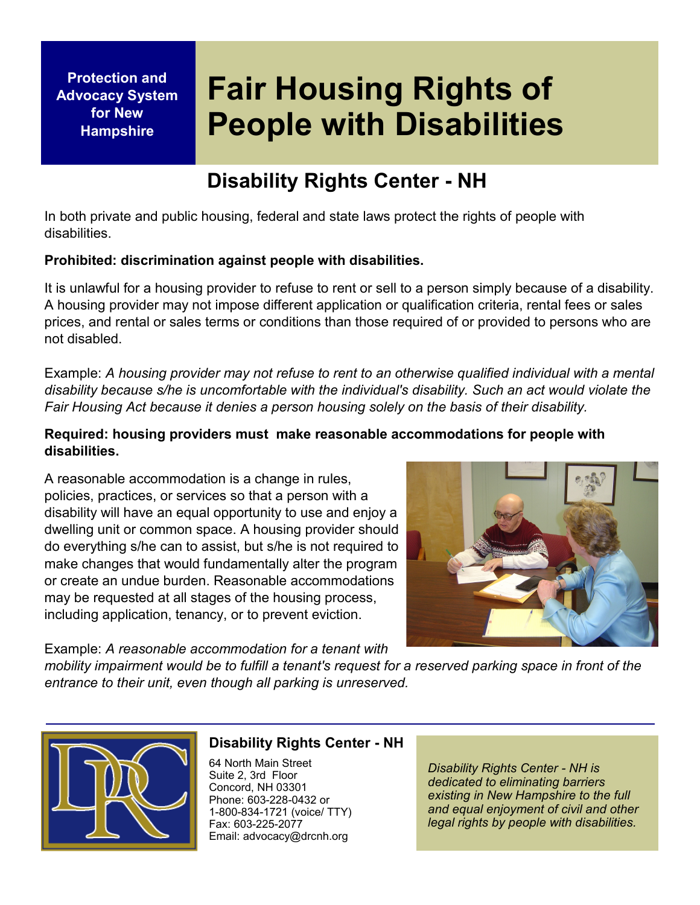Protection and Advocacy System for New Hampshire

# Fair Housing Rights of People with Disabilities

## Disability Rights Center - NH

In both private and public housing, federal and state laws protect the rights of people with disabilities.

**Prohibited: discrimination against people with disabilities.**

It is unlawful for a housing provider to refuse to rent or sell to a person simply because of a disability. A housing provider may not impose different application or qualification criteria, rental fees or sales prices, and rental or sales terms or conditions than those required of or provided to persons who are not disabled.

Example: *A housing provider may not refuse to rent to an otherwise qualified individual with a mental disability because s/he is uncomfortable with the individual's disability. Such an act would violate the Fair Housing Act because it denies a person housing solely on the basis of their disability.*

**Required: housing providers must make reasonable accommodations for people with disabilities.**

A reasonable accommodation is a change in rules, policies, practices, or services so that a person with a disability will have an equal opportunity to use and enjoy a dwelling unit or common space. A housing provider should do everything s/he can to assist, but s/he is not required to make changes that would fundamentally alter the program or create an undue burden. Reasonable accommodations may be requested at all stages of the housing process, including application, tenancy, or to prevent eviction.

Example: *A reasonable accommodation for a tenant with mobility impairment would be to fulfill a tenant's request for a reserved parking space in front of the entrance to their unit, even though all parking is unreserved.*

---

**Disability Rights Center - NH**

64 North Main Street
Suite 2, 3rd Floor
Concord, NH 03301
Phone: 603-228-0432 or
1-800-834-1721 (voice/ TTY)
Fax: 603-225-2077
Email: advocacy@drcnh.org

*Disability Rights Center - NH is dedicated to eliminating barriers existing in New Hampshire to the full and equal enjoyment of civil and other legal rights by people with disabilities.*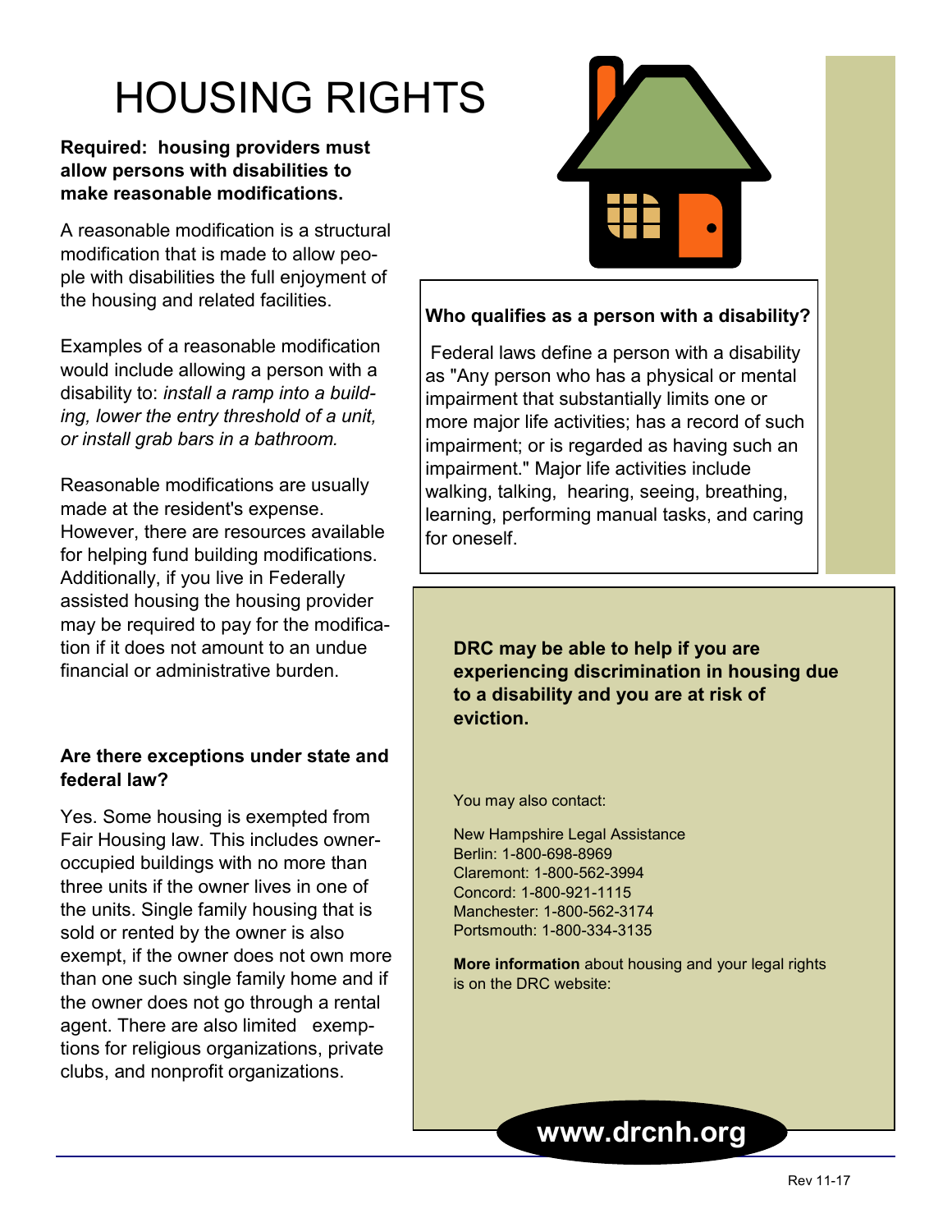# HOUSING RIGHTS

**Required: housing providers must allow persons with disabilities to make reasonable modifications.**

A reasonable modification is a structural modification that is made to allow people with disabilities the full enjoyment of the housing and related facilities.

Examples of a reasonable modification would include allowing a person with a disability to: *install a ramp into a building, lower the entry threshold of a unit, or install grab bars in a bathroom.*

Reasonable modifications are usually made at the resident's expense. However, there are resources available for helping fund building modifications. Additionally, if you live in Federally assisted housing the housing provider may be required to pay for the modification if it does not amount to an undue financial or administrative burden.

**Are there exceptions under state and federal law?**

Yes. Some housing is exempted from Fair Housing law. This includes owner-occupied buildings with no more than three units if the owner lives in one of the units. Single family housing that is sold or rented by the owner is also exempt, if the owner does not own more than one such single family home and if the owner does not go through a rental agent. There are also limited exemptions for religious organizations, private clubs, and nonprofit organizations.

**Who qualifies as a person with a disability?**

Federal laws define a person with a disability as "Any person who has a physical or mental impairment that substantially limits one or more major life activities; has a record of such impairment; or is regarded as having such an impairment." Major life activities include walking, talking, hearing, seeing, breathing, learning, performing manual tasks, and caring for oneself.

**DRC may be able to help if you are experiencing discrimination in housing due to a disability and you are at risk of eviction.**

You may also contact:

New Hampshire Legal Assistance
Berlin: 1-800-698-8969
Claremont: 1-800-562-3994
Concord: 1-800-921-1115
Manchester: 1-800-562-3174
Portsmouth: 1-800-334-3135

**More information** about housing and your legal rights is on the DRC website:

**www.drcnh.org**

Rev 11-17